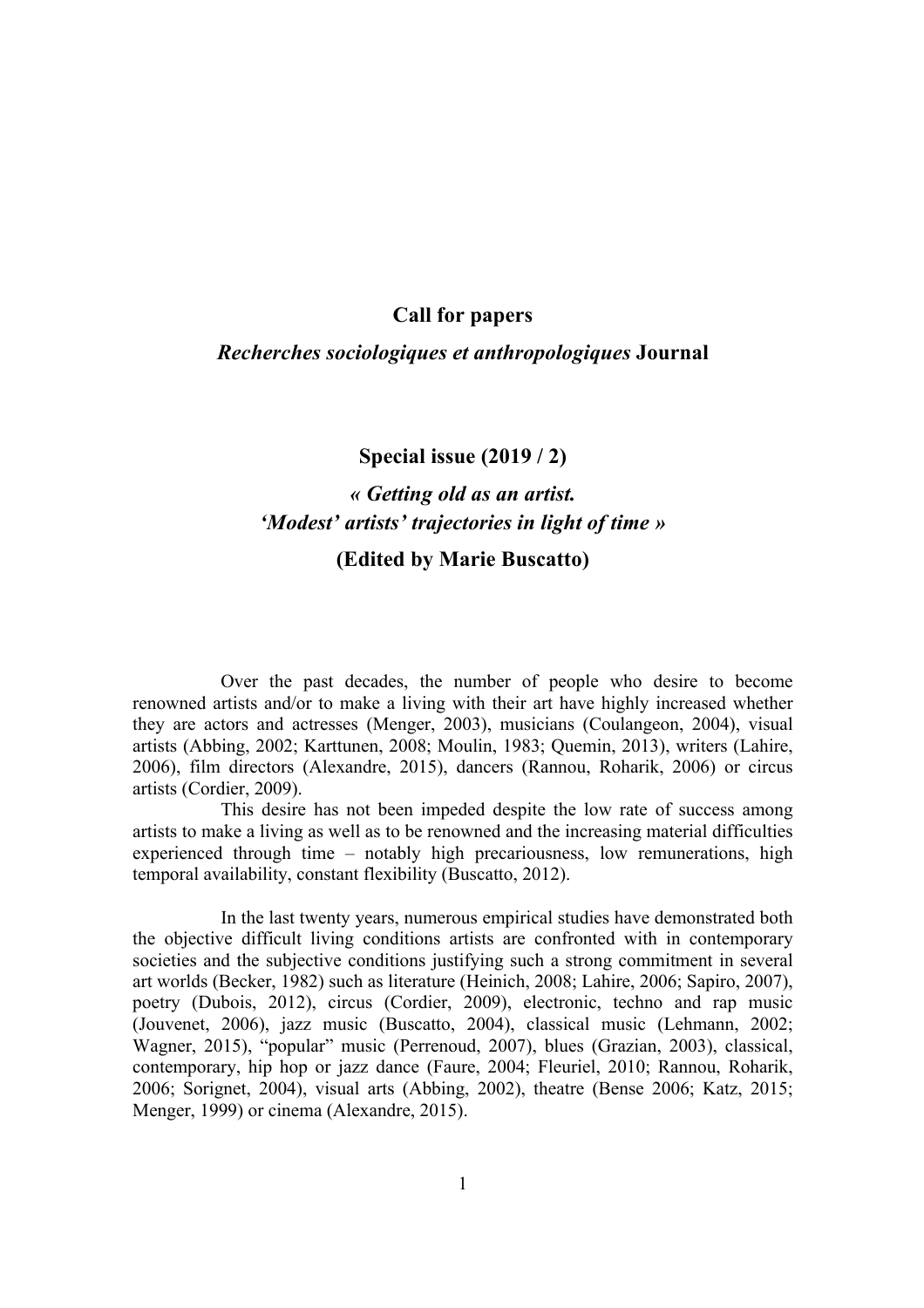# Call for papers

## *Recherches sociologiques et anthropologiques* Journal

## Special issue (2019 / 2)

## *« Getting old as an artist. 'Modest' artists' trajectories in light of time »*

## (Edited by Marie Buscatto)

Over the past decades, the number of people who desire to become renowned artists and/or to make a living with their art have highly increased whether they are actors and actresses (Menger, 2003), musicians (Coulangeon, 2004), visual artists (Abbing, 2002; Karttunen, 2008; Moulin, 1983; Quemin, 2013), writers (Lahire, 2006), film directors (Alexandre, 2015), dancers (Rannou, Roharik, 2006) or circus artists (Cordier, 2009).

This desire has not been impeded despite the low rate of success among artists to make a living as well as to be renowned and the increasing material difficulties experienced through time – notably high precariousness, low remunerations, high temporal availability, constant flexibility (Buscatto, 2012).

In the last twenty years, numerous empirical studies have demonstrated both the objective difficult living conditions artists are confronted with in contemporary societies and the subjective conditions justifying such a strong commitment in several art worlds (Becker, 1982) such as literature (Heinich, 2008; Lahire, 2006; Sapiro, 2007), poetry (Dubois, 2012), circus (Cordier, 2009), electronic, techno and rap music (Jouvenet, 2006), jazz music (Buscatto, 2004), classical music (Lehmann, 2002; Wagner, 2015), "popular" music (Perrenoud, 2007), blues (Grazian, 2003), classical, contemporary, hip hop or jazz dance (Faure, 2004; Fleuriel, 2010; Rannou, Roharik, 2006; Sorignet, 2004), visual arts (Abbing, 2002), theatre (Bense 2006; Katz, 2015; Menger, 1999) or cinema (Alexandre, 2015).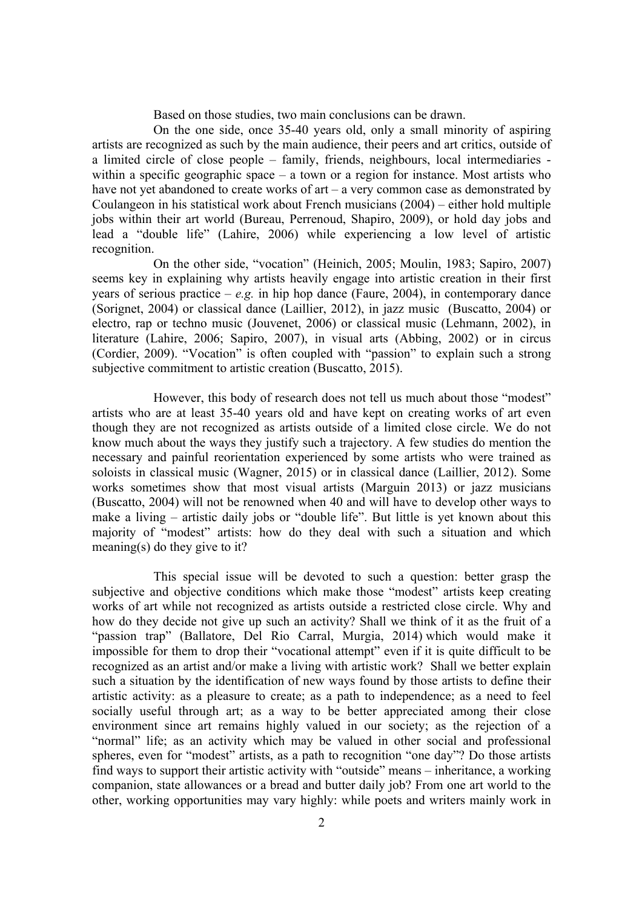Based on those studies, two main conclusions can be drawn.

On the one side, once 35-40 years old, only a small minority of aspiring artists are recognized as such by the main audience, their peers and art critics, outside of a limited circle of close people – family, friends, neighbours, local intermediaries - within a specific geographic space – a town or a region for instance. Most artists who have not yet abandoned to create works of art – a very common case as demonstrated by Coulangeon in his statistical work about French musicians (2004) – either hold multiple jobs within their art world (Bureau, Perrenoud, Shapiro, 2009), or hold day jobs and lead a "double life" (Lahire, 2006) while experiencing a low level of artistic recognition.

On the other side, "vocation" (Heinich, 2005; Moulin, 1983; Sapiro, 2007) seems key in explaining why artists heavily engage into artistic creation in their first years of serious practice – *e.g.* in hip hop dance (Faure, 2004), in contemporary dance (Sorignet, 2004) or classical dance (Laillier, 2012), in jazz music (Buscatto, 2004) or electro, rap or techno music (Jouvenet, 2006) or classical music (Lehmann, 2002), in literature (Lahire, 2006; Sapiro, 2007), in visual arts (Abbing, 2002) or in circus (Cordier, 2009). "Vocation" is often coupled with "passion" to explain such a strong subjective commitment to artistic creation (Buscatto, 2015).

However, this body of research does not tell us much about those "modest" artists who are at least 35-40 years old and have kept on creating works of art even though they are not recognized as artists outside of a limited close circle. We do not know much about the ways they justify such a trajectory. A few studies do mention the necessary and painful reorientation experienced by some artists who were trained as soloists in classical music (Wagner, 2015) or in classical dance (Laillier, 2012). Some works sometimes show that most visual artists (Marguin 2013) or jazz musicians (Buscatto, 2004) will not be renowned when 40 and will have to develop other ways to make a living – artistic daily jobs or "double life". But little is yet known about this majority of "modest" artists: how do they deal with such a situation and which meaning(s) do they give to it?

This special issue will be devoted to such a question: better grasp the subjective and objective conditions which make those "modest" artists keep creating works of art while not recognized as artists outside a restricted close circle. Why and how do they decide not give up such an activity? Shall we think of it as the fruit of a "passion trap" (Ballatore, Del Rio Carral, Murgia, 2014) which would make it impossible for them to drop their "vocational attempt" even if it is quite difficult to be recognized as an artist and/or make a living with artistic work? Shall we better explain such a situation by the identification of new ways found by those artists to define their artistic activity: as a pleasure to create; as a path to independence; as a need to feel socially useful through art; as a way to be better appreciated among their close environment since art remains highly valued in our society; as the rejection of a "normal" life; as an activity which may be valued in other social and professional spheres, even for "modest" artists, as a path to recognition "one day"? Do those artists find ways to support their artistic activity with "outside" means – inheritance, a working companion, state allowances or a bread and butter daily job? From one art world to the other, working opportunities may vary highly: while poets and writers mainly work in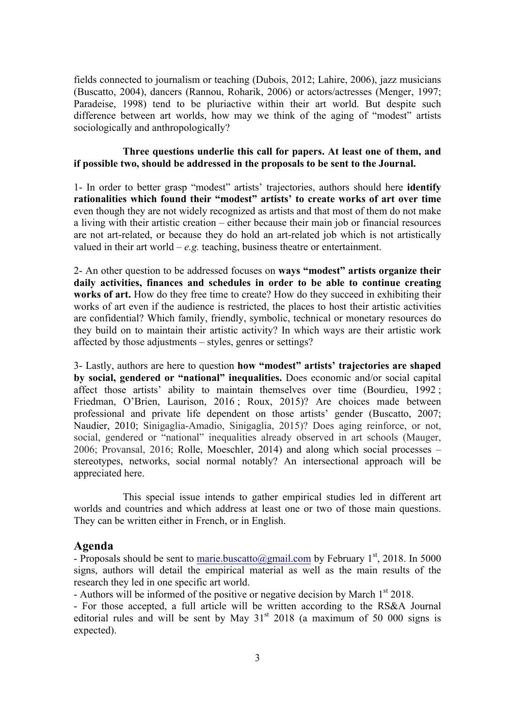fields connected to journalism or teaching (Dubois, 2012; Lahire, 2006), jazz musicians (Buscatto, 2004), dancers (Rannou, Roharik, 2006) or actors/actresses (Menger, 1997; Paradeise, 1998) tend to be pluriactive within their art world. But despite such difference between art worlds, how may we think of the aging of "modest" artists sociologically and anthropologically?

**Three questions underlie this call for papers. At least one of them, and if possible two, should be addressed in the proposals to be sent to the Journal.**

1- In order to better grasp "modest" artists' trajectories, authors should here **identify rationalities which found their "modest" artists' to create works of art over time** even though they are not widely recognized as artists and that most of them do not make a living with their artistic creation – either because their main job or financial resources are not art-related, or because they do hold an art-related job which is not artistically valued in their art world – *e.g.* teaching, business theatre or entertainment.

2- An other question to be addressed focuses on **ways "modest" artists organize their daily activities, finances and schedules in order to be able to continue creating works of art.** How do they free time to create? How do they succeed in exhibiting their works of art even if the audience is restricted, the places to host their artistic activities are confidential? Which family, friendly, symbolic, technical or monetary resources do they build on to maintain their artistic activity? In which ways are their artistic work affected by those adjustments – styles, genres or settings?

3- Lastly, authors are here to question **how "modest" artists' trajectories are shaped by social, gendered or "national" inequalities.** Does economic and/or social capital affect those artists' ability to maintain themselves over time (Bourdieu, 1992 ; Friedman, O'Brien, Laurison, 2016 ; Roux, 2015)? Are choices made between professional and private life dependent on those artists' gender (Buscatto, 2007; Naudier, 2010; Sinigaglia-Amadio, Sinigaglia, 2015)? Does aging reinforce, or not, social, gendered or "national" inequalities already observed in art schools (Mauger, 2006; Provansal, 2016; Rolle, Moeschler, 2014) and along which social processes – stereotypes, networks, social normal notably? An intersectional approach will be appreciated here.

This special issue intends to gather empirical studies led in different art worlds and countries and which address at least one or two of those main questions. They can be written either in French, or in English.

## Agenda

- Proposals should be sent to marie.buscatto@gmail.com by February 1st, 2018. In 5000 signs, authors will detail the empirical material as well as the main results of the research they led in one specific art world.
- Authors will be informed of the positive or negative decision by March 1st 2018.
- For those accepted, a full article will be written according to the RS&A Journal editorial rules and will be sent by May 31st 2018 (a maximum of 50 000 signs is expected).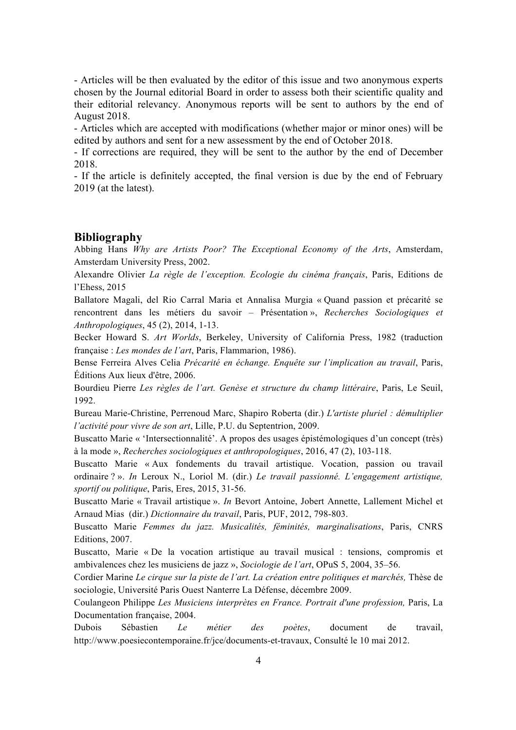- Articles will be then evaluated by the editor of this issue and two anonymous experts chosen by the Journal editorial Board in order to assess both their scientific quality and their editorial relevancy. Anonymous reports will be sent to authors by the end of August 2018.
- Articles which are accepted with modifications (whether major or minor ones) will be edited by authors and sent for a new assessment by the end of October 2018.
- If corrections are required, they will be sent to the author by the end of December 2018.
- If the article is definitely accepted, the final version is due by the end of February 2019 (at the latest).

## Bibliography

Abbing Hans *Why are Artists Poor? The Exceptional Economy of the Arts*, Amsterdam, Amsterdam University Press, 2002.

Alexandre Olivier *La règle de l'exception. Ecologie du cinéma français*, Paris, Editions de l'Ehess, 2015

Ballatore Magali, del Rio Carral Maria et Annalisa Murgia « Quand passion et précarité se rencontrent dans les métiers du savoir – Présentation », *Recherches Sociologiques et Anthropologiques*, 45 (2), 2014, 1-13.

Becker Howard S. *Art Worlds*, Berkeley, University of California Press, 1982 (traduction française : *Les mondes de l'art*, Paris, Flammarion, 1986).

Bense Ferreira Alves Celia *Précarité en échange. Enquête sur l'implication au travail*, Paris, Éditions Aux lieux d'être, 2006.

Bourdieu Pierre *Les règles de l'art. Genèse et structure du champ littéraire*, Paris, Le Seuil, 1992.

Bureau Marie-Christine, Perrenoud Marc, Shapiro Roberta (dir.) *L'artiste pluriel : démultiplier l'activité pour vivre de son art*, Lille, P.U. du Septentrion, 2009.

Buscatto Marie « 'Intersectionnalité'. A propos des usages épistémologiques d'un concept (très) à la mode », *Recherches sociologiques et anthropologiques*, 2016, 47 (2), 103-118.

Buscatto Marie « Aux fondements du travail artistique. Vocation, passion ou travail ordinaire ? ». *In* Leroux N., Loriol M. (dir.) *Le travail passionné. L'engagement artistique, sportif ou politique*, Paris, Eres, 2015, 31-56.

Buscatto Marie « Travail artistique ». *In* Bevort Antoine, Jobert Annette, Lallement Michel et Arnaud Mias (dir.) *Dictionnaire du travail*, Paris, PUF, 2012, 798-803.

Buscatto Marie *Femmes du jazz. Musicalités, féminités, marginalisations*, Paris, CNRS Editions, 2007.

Buscatto, Marie « De la vocation artistique au travail musical : tensions, compromis et ambivalences chez les musiciens de jazz », *Sociologie de l'art*, OPuS 5, 2004, 35–56.

Cordier Marine *Le cirque sur la piste de l'art. La création entre politiques et marchés,* Thèse de sociologie, Université Paris Ouest Nanterre La Défense, décembre 2009.

Coulangeon Philippe *Les Musiciens interprètes en France. Portrait d'une profession,* Paris, La Documentation française, 2004.

Dubois Sébastien *Le métier des poètes*, document de travail, http://www.poesiecontemporaine.fr/jce/documents-et-travaux, Consulté le 10 mai 2012.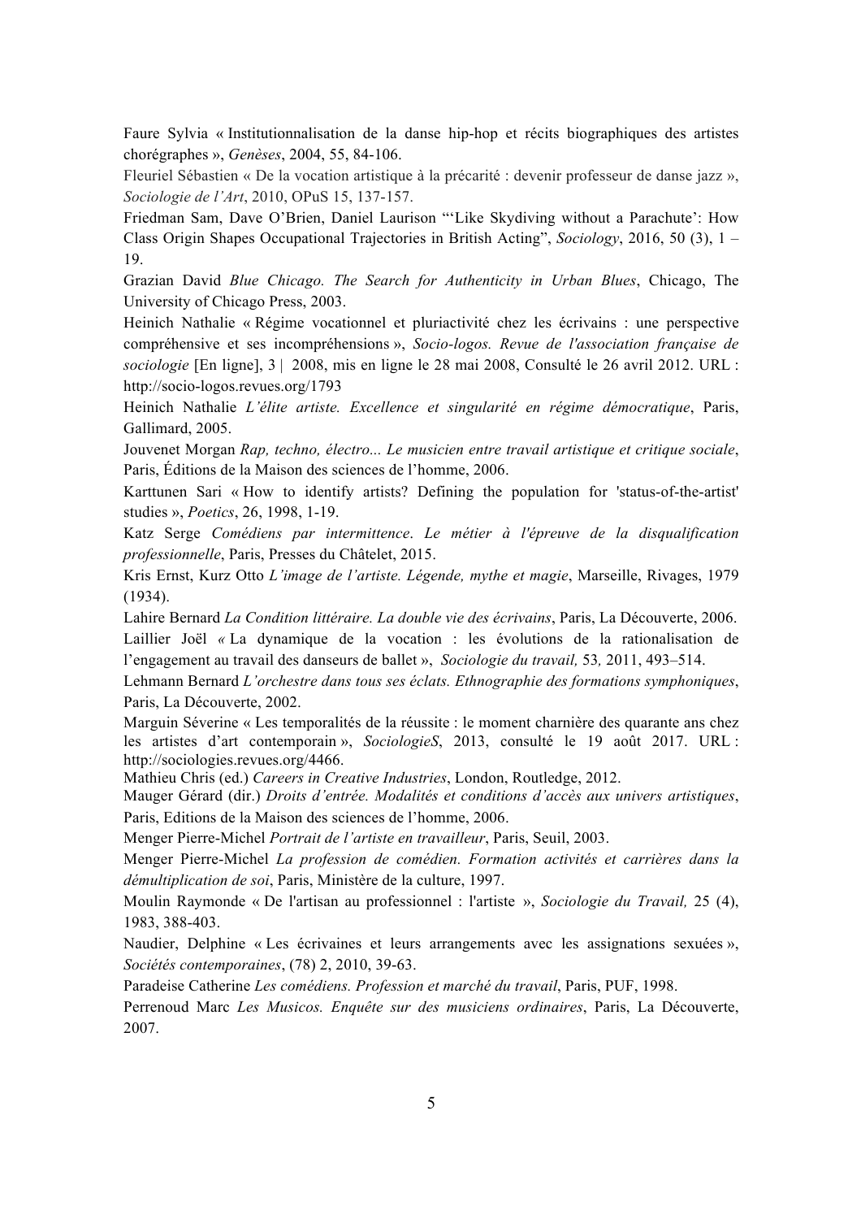Faure Sylvia « Institutionnalisation de la danse hip-hop et récits biographiques des artistes chorégraphes », *Genèses*, 2004, 55, 84-106.

Fleuriel Sébastien « De la vocation artistique à la précarité : devenir professeur de danse jazz », *Sociologie de l'Art*, 2010, OPuS 15, 137-157.

Friedman Sam, Dave O'Brien, Daniel Laurison "'Like Skydiving without a Parachute': How Class Origin Shapes Occupational Trajectories in British Acting", *Sociology*, 2016, 50 (3), 1 – 19.

Grazian David *Blue Chicago. The Search for Authenticity in Urban Blues*, Chicago, The University of Chicago Press, 2003.

Heinich Nathalie « Régime vocationnel et pluriactivité chez les écrivains : une perspective compréhensive et ses incompréhensions », *Socio-logos. Revue de l'association française de sociologie* [En ligne], 3 | 2008, mis en ligne le 28 mai 2008, Consulté le 26 avril 2012. URL : http://socio-logos.revues.org/1793

Heinich Nathalie *L'élite artiste. Excellence et singularité en régime démocratique*, Paris, Gallimard, 2005.

Jouvenet Morgan *Rap, techno, électro... Le musicien entre travail artistique et critique sociale*, Paris, Éditions de la Maison des sciences de l'homme, 2006.

Karttunen Sari « How to identify artists? Defining the population for 'status-of-the-artist' studies », *Poetics*, 26, 1998, 1-19.

Katz Serge *Comédiens par intermittence*. *Le métier à l'épreuve de la disqualification professionnelle*, Paris, Presses du Châtelet, 2015.

Kris Ernst, Kurz Otto *L'image de l'artiste. Légende, mythe et magie*, Marseille, Rivages, 1979 (1934).

Lahire Bernard *La Condition littéraire. La double vie des écrivains*, Paris, La Découverte, 2006.

Laillier Joël « La dynamique de la vocation : les évolutions de la rationalisation de l'engagement au travail des danseurs de ballet », *Sociologie du travail,* 53*,* 2011, 493–514.

Lehmann Bernard *L'orchestre dans tous ses éclats. Ethnographie des formations symphoniques*, Paris, La Découverte, 2002.

Marguin Séverine « Les temporalités de la réussite : le moment charnière des quarante ans chez les artistes d'art contemporain », *SociologieS*, 2013, consulté le 19 août 2017. URL : http://sociologies.revues.org/4466.

Mathieu Chris (ed.) *Careers in Creative Industries*, London, Routledge, 2012.

Mauger Gérard (dir.) *Droits d'entrée. Modalités et conditions d'accès aux univers artistiques*, Paris, Editions de la Maison des sciences de l'homme, 2006.

Menger Pierre-Michel *Portrait de l'artiste en travailleur*, Paris, Seuil, 2003.

Menger Pierre-Michel *La profession de comédien. Formation activités et carrières dans la démultiplication de soi*, Paris, Ministère de la culture, 1997.

Moulin Raymonde « De l'artisan au professionnel : l'artiste », *Sociologie du Travail,* 25 (4), 1983, 388-403.

Naudier, Delphine « Les écrivaines et leurs arrangements avec les assignations sexuées », *Sociétés contemporaines*, (78) 2, 2010, 39-63.

Paradeise Catherine *Les comédiens. Profession et marché du travail*, Paris, PUF, 1998.

Perrenoud Marc *Les Musicos. Enquête sur des musiciens ordinaires*, Paris, La Découverte, 2007.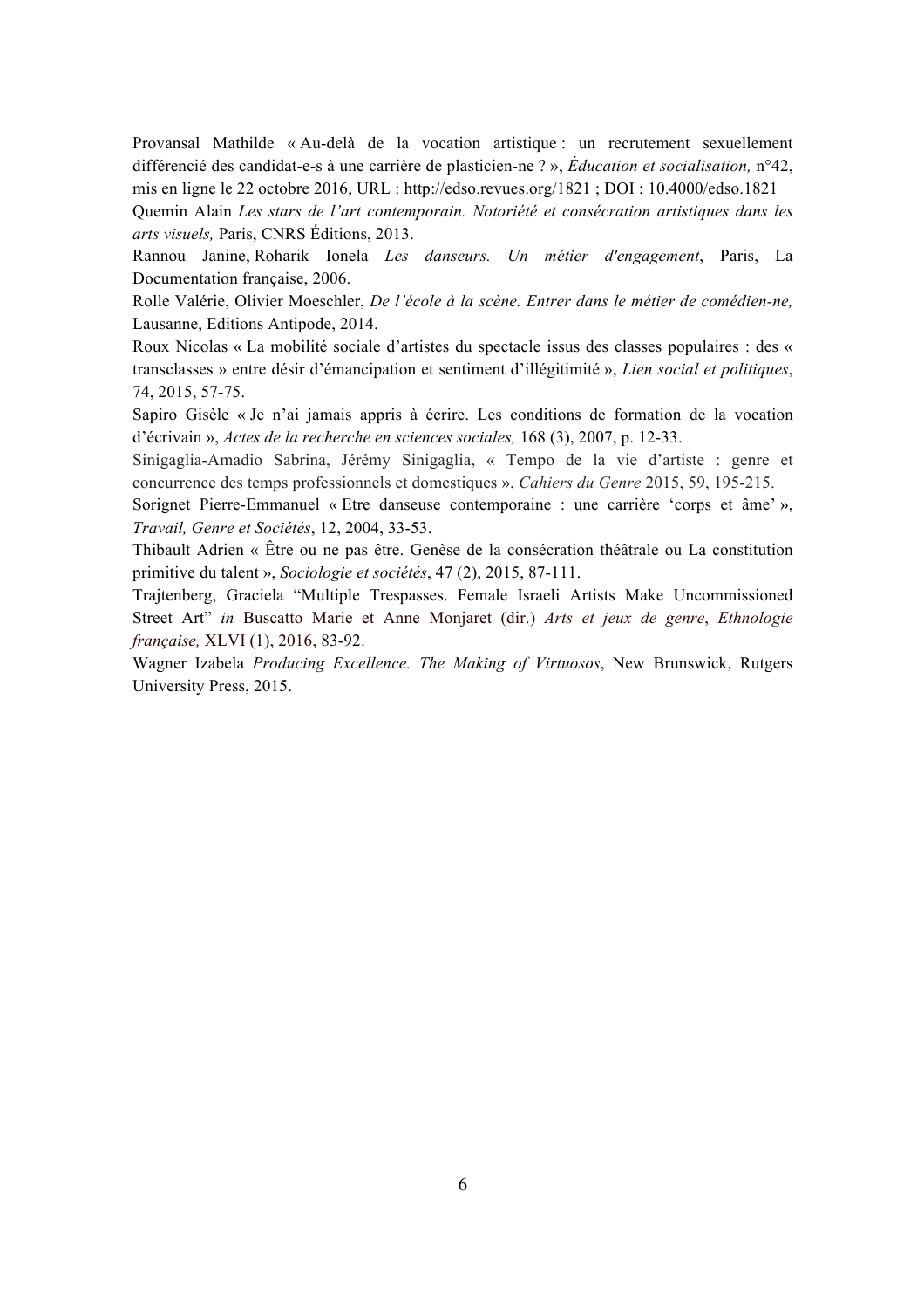Provansal Mathilde « Au-delà de la vocation artistique : un recrutement sexuellement différencié des candidat-e-s à une carrière de plasticien-ne ? », *Éducation et socialisation,* n°42, mis en ligne le 22 octobre 2016, URL : http://edso.revues.org/1821 ; DOI : 10.4000/edso.1821

Quemin Alain *Les stars de l'art contemporain. Notoriété et consécration artistiques dans les arts visuels,* Paris, CNRS Éditions, 2013.

Rannou Janine, Roharik Ionela *Les danseurs. Un métier d'engagement*, Paris, La Documentation française, 2006.

Rolle Valérie, Olivier Moeschler, *De l'école à la scène. Entrer dans le métier de comédien-ne,* Lausanne, Editions Antipode, 2014.

Roux Nicolas « La mobilité sociale d'artistes du spectacle issus des classes populaires : des « transclasses » entre désir d'émancipation et sentiment d'illégitimité », *Lien social et politiques*, 74, 2015, 57-75.

Sapiro Gisèle « Je n'ai jamais appris à écrire. Les conditions de formation de la vocation d'écrivain », *Actes de la recherche en sciences sociales,* 168 (3), 2007, p. 12-33.

Sinigaglia-Amadio Sabrina, Jérémy Sinigaglia, « Tempo de la vie d'artiste : genre et concurrence des temps professionnels et domestiques », *Cahiers du Genre* 2015, 59, 195-215.

Sorignet Pierre-Emmanuel « Etre danseuse contemporaine : une carrière 'corps et âme' », *Travail, Genre et Sociétés*, 12, 2004, 33-53.

Thibault Adrien « Être ou ne pas être. Genèse de la consécration théâtrale ou La constitution primitive du talent », *Sociologie et sociétés*, 47 (2), 2015, 87-111.

Trajtenberg, Graciela "Multiple Trespasses. Female Israeli Artists Make Uncommissioned Street Art" *in* Buscatto Marie et Anne Monjaret (dir.) *Arts et jeux de genre*, *Ethnologie française,* XLVI (1), 2016, 83-92.

Wagner Izabela *Producing Excellence. The Making of Virtuosos*, New Brunswick, Rutgers University Press, 2015.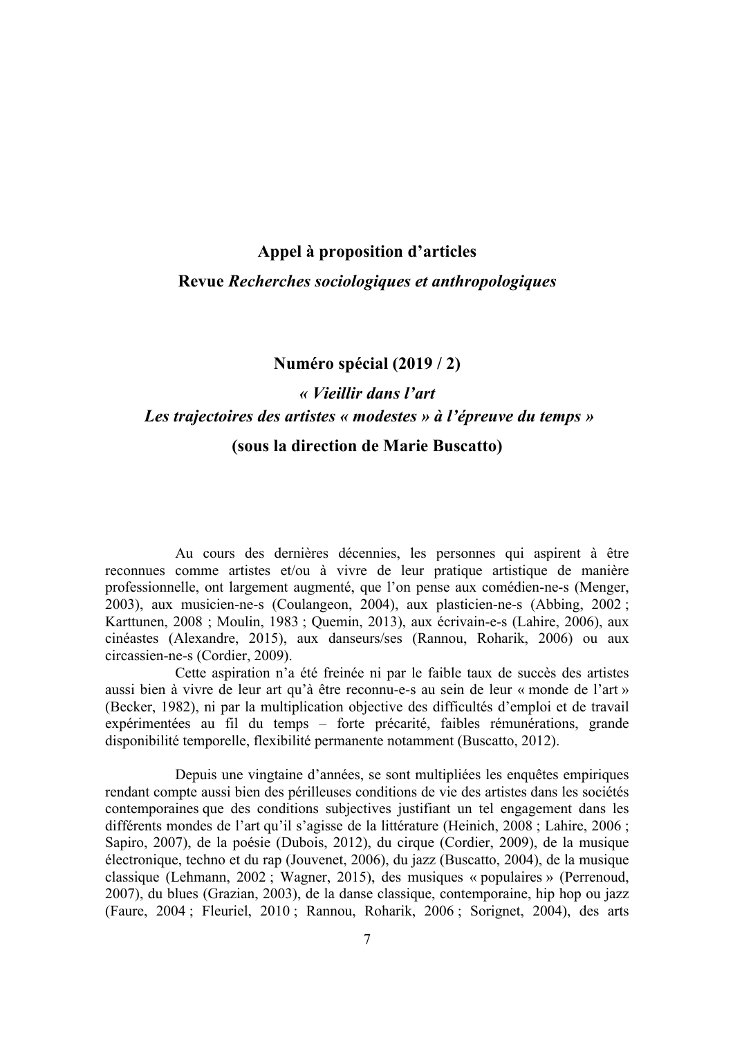# Appel à proposition d'articles

## Revue *Recherches sociologiques et anthropologiques*

## Numéro spécial (2019 / 2)

## *« Vieillir dans l'art*
## *Les trajectoires des artistes « modestes » à l'épreuve du temps »*

## (sous la direction de Marie Buscatto)

Au cours des dernières décennies, les personnes qui aspirent à être reconnues comme artistes et/ou à vivre de leur pratique artistique de manière professionnelle, ont largement augmenté, que l'on pense aux comédien-ne-s (Menger, 2003), aux musicien-ne-s (Coulangeon, 2004), aux plasticien-ne-s (Abbing, 2002 ; Karttunen, 2008 ; Moulin, 1983 ; Quemin, 2013), aux écrivain-e-s (Lahire, 2006), aux cinéastes (Alexandre, 2015), aux danseurs/ses (Rannou, Roharik, 2006) ou aux circassien-ne-s (Cordier, 2009).

Cette aspiration n'a été freinée ni par le faible taux de succès des artistes aussi bien à vivre de leur art qu'à être reconnu-e-s au sein de leur « monde de l'art » (Becker, 1982), ni par la multiplication objective des difficultés d'emploi et de travail expérimentées au fil du temps – forte précarité, faibles rémunérations, grande disponibilité temporelle, flexibilité permanente notamment (Buscatto, 2012).

Depuis une vingtaine d'années, se sont multipliées les enquêtes empiriques rendant compte aussi bien des périlleuses conditions de vie des artistes dans les sociétés contemporaines que des conditions subjectives justifiant un tel engagement dans les différents mondes de l'art qu'il s'agisse de la littérature (Heinich, 2008 ; Lahire, 2006 ; Sapiro, 2007), de la poésie (Dubois, 2012), du cirque (Cordier, 2009), de la musique électronique, techno et du rap (Jouvenet, 2006), du jazz (Buscatto, 2004), de la musique classique (Lehmann, 2002 ; Wagner, 2015), des musiques « populaires » (Perrenoud, 2007), du blues (Grazian, 2003), de la danse classique, contemporaine, hip hop ou jazz (Faure, 2004 ; Fleuriel, 2010 ; Rannou, Roharik, 2006 ; Sorignet, 2004), des arts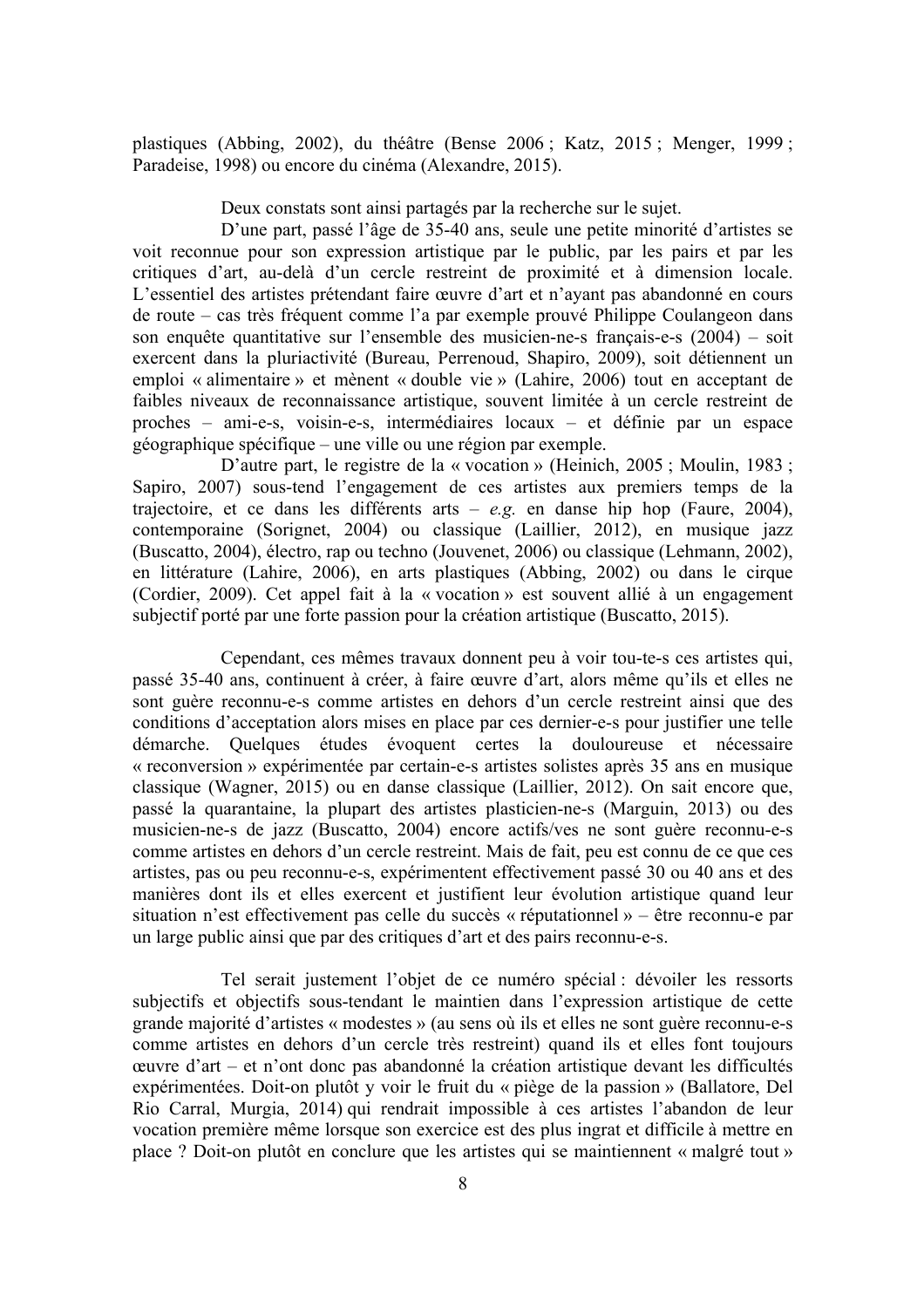plastiques (Abbing, 2002), du théâtre (Bense 2006 ; Katz, 2015 ; Menger, 1999 ; Paradeise, 1998) ou encore du cinéma (Alexandre, 2015).

Deux constats sont ainsi partagés par la recherche sur le sujet.

D'une part, passé l'âge de 35-40 ans, seule une petite minorité d'artistes se voit reconnue pour son expression artistique par le public, par les pairs et par les critiques d'art, au-delà d'un cercle restreint de proximité et à dimension locale. L'essentiel des artistes prétendant faire œuvre d'art et n'ayant pas abandonné en cours de route – cas très fréquent comme l'a par exemple prouvé Philippe Coulangeon dans son enquête quantitative sur l'ensemble des musicien-ne-s français-e-s (2004) – soit exercent dans la pluriactivité (Bureau, Perrenoud, Shapiro, 2009), soit détiennent un emploi « alimentaire » et mènent « double vie » (Lahire, 2006) tout en acceptant de faibles niveaux de reconnaissance artistique, souvent limitée à un cercle restreint de proches – ami-e-s, voisin-e-s, intermédiaires locaux – et définie par un espace géographique spécifique – une ville ou une région par exemple.

D'autre part, le registre de la « vocation » (Heinich, 2005 ; Moulin, 1983 ; Sapiro, 2007) sous-tend l'engagement de ces artistes aux premiers temps de la trajectoire, et ce dans les différents arts – *e.g.* en danse hip hop (Faure, 2004), contemporaine (Sorignet, 2004) ou classique (Laillier, 2012), en musique jazz (Buscatto, 2004), électro, rap ou techno (Jouvenet, 2006) ou classique (Lehmann, 2002), en littérature (Lahire, 2006), en arts plastiques (Abbing, 2002) ou dans le cirque (Cordier, 2009). Cet appel fait à la « vocation » est souvent allié à un engagement subjectif porté par une forte passion pour la création artistique (Buscatto, 2015).

Cependant, ces mêmes travaux donnent peu à voir tou-te-s ces artistes qui, passé 35-40 ans, continuent à créer, à faire œuvre d'art, alors même qu'ils et elles ne sont guère reconnu-e-s comme artistes en dehors d'un cercle restreint ainsi que des conditions d'acceptation alors mises en place par ces dernier-e-s pour justifier une telle démarche. Quelques études évoquent certes la douloureuse et nécessaire « reconversion » expérimentée par certain-e-s artistes solistes après 35 ans en musique classique (Wagner, 2015) ou en danse classique (Laillier, 2012). On sait encore que, passé la quarantaine, la plupart des artistes plasticien-ne-s (Marguin, 2013) ou des musicien-ne-s de jazz (Buscatto, 2004) encore actifs/ves ne sont guère reconnu-e-s comme artistes en dehors d'un cercle restreint. Mais de fait, peu est connu de ce que ces artistes, pas ou peu reconnu-e-s, expérimentent effectivement passé 30 ou 40 ans et des manières dont ils et elles exercent et justifient leur évolution artistique quand leur situation n'est effectivement pas celle du succès « réputationnel » – être reconnu-e par un large public ainsi que par des critiques d'art et des pairs reconnu-e-s.

Tel serait justement l'objet de ce numéro spécial : dévoiler les ressorts subjectifs et objectifs sous-tendant le maintien dans l'expression artistique de cette grande majorité d'artistes « modestes » (au sens où ils et elles ne sont guère reconnu-e-s comme artistes en dehors d'un cercle très restreint) quand ils et elles font toujours œuvre d'art – et n'ont donc pas abandonné la création artistique devant les difficultés expérimentées. Doit-on plutôt y voir le fruit du « piège de la passion » (Ballatore, Del Rio Carral, Murgia, 2014) qui rendrait impossible à ces artistes l'abandon de leur vocation première même lorsque son exercice est des plus ingrat et difficile à mettre en place ? Doit-on plutôt en conclure que les artistes qui se maintiennent « malgré tout »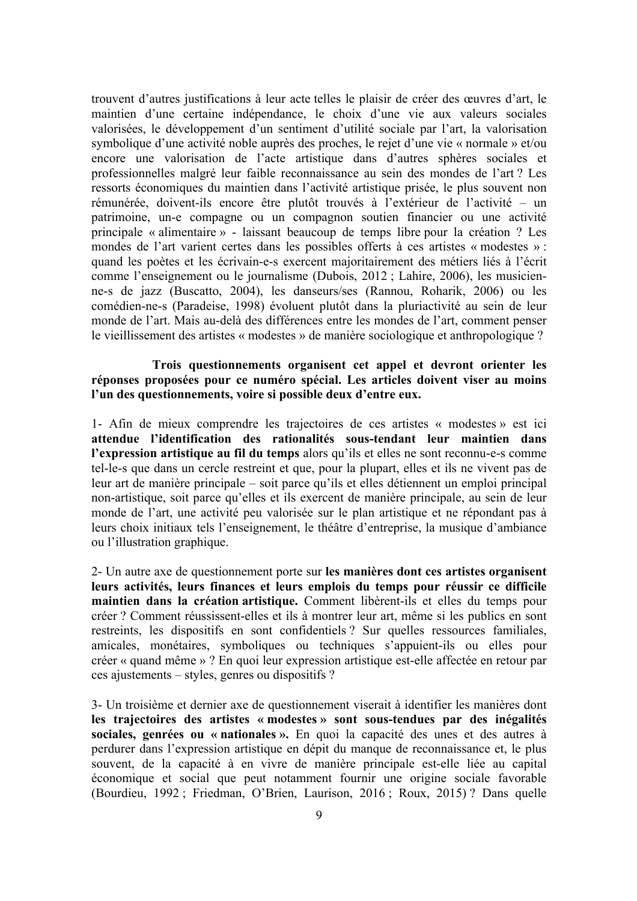trouvent d'autres justifications à leur acte telles le plaisir de créer des œuvres d'art, le maintien d'une certaine indépendance, le choix d'une vie aux valeurs sociales valorisées, le développement d'un sentiment d'utilité sociale par l'art, la valorisation symbolique d'une activité noble auprès des proches, le rejet d'une vie « normale » et/ou encore une valorisation de l'acte artistique dans d'autres sphères sociales et professionnelles malgré leur faible reconnaissance au sein des mondes de l'art ? Les ressorts économiques du maintien dans l'activité artistique prisée, le plus souvent non rémunérée, doivent-ils encore être plutôt trouvés à l'extérieur de l'activité – un patrimoine, un-e compagne ou un compagnon soutien financier ou une activité principale « alimentaire » - laissant beaucoup de temps libre pour la création ? Les mondes de l'art varient certes dans les possibles offerts à ces artistes « modestes » : quand les poètes et les écrivain-e-s exercent majoritairement des métiers liés à l'écrit comme l'enseignement ou le journalisme (Dubois, 2012 ; Lahire, 2006), les musicien-ne-s de jazz (Buscatto, 2004), les danseurs/ses (Rannou, Roharik, 2006) ou les comédien-ne-s (Paradeise, 1998) évoluent plutôt dans la pluriactivité au sein de leur monde de l'art. Mais au-delà des différences entre les mondes de l'art, comment penser le vieillissement des artistes « modestes » de manière sociologique et anthropologique ?

**Trois questionnements organisent cet appel et devront orienter les réponses proposées pour ce numéro spécial. Les articles doivent viser au moins l'un des questionnements, voire si possible deux d'entre eux.**

1- Afin de mieux comprendre les trajectoires de ces artistes « modestes » est ici **attendue l'identification des rationalités sous-tendant leur maintien dans l'expression artistique au fil du temps** alors qu'ils et elles ne sont reconnu-e-s comme tel-le-s que dans un cercle restreint et que, pour la plupart, elles et ils ne vivent pas de leur art de manière principale – soit parce qu'ils et elles détiennent un emploi principal non-artistique, soit parce qu'elles et ils exercent de manière principale, au sein de leur monde de l'art, une activité peu valorisée sur le plan artistique et ne répondant pas à leurs choix initiaux tels l'enseignement, le théâtre d'entreprise, la musique d'ambiance ou l'illustration graphique.

2- Un autre axe de questionnement porte sur **les manières dont ces artistes organisent leurs activités, leurs finances et leurs emplois du temps pour réussir ce difficile maintien dans la création artistique.** Comment libèrent-ils et elles du temps pour créer ? Comment réussissent-elles et ils à montrer leur art, même si les publics en sont restreints, les dispositifs en sont confidentiels ? Sur quelles ressources familiales, amicales, monétaires, symboliques ou techniques s'appuient-ils ou elles pour créer « quand même » ? En quoi leur expression artistique est-elle affectée en retour par ces ajustements – styles, genres ou dispositifs ?

3- Un troisième et dernier axe de questionnement viserait à identifier les manières dont **les trajectoires des artistes « modestes » sont sous-tendues par des inégalités sociales, genrées ou « nationales ».** En quoi la capacité des unes et des autres à perdurer dans l'expression artistique en dépit du manque de reconnaissance et, le plus souvent, de la capacité à en vivre de manière principale est-elle liée au capital économique et social que peut notamment fournir une origine sociale favorable (Bourdieu, 1992 ; Friedman, O'Brien, Laurison, 2016 ; Roux, 2015) ? Dans quelle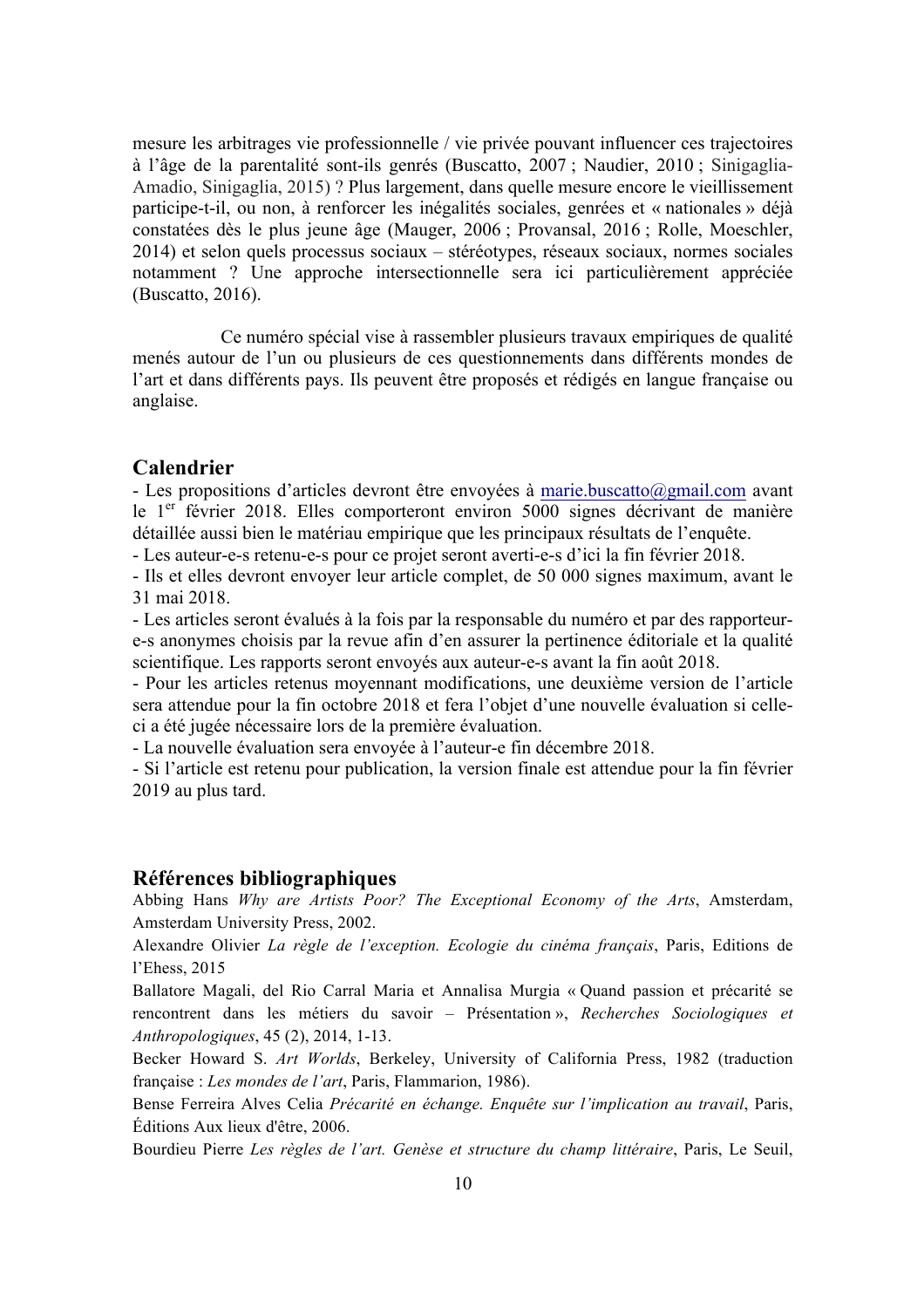mesure les arbitrages vie professionnelle / vie privée pouvant influencer ces trajectoires à l'âge de la parentalité sont-ils genrés (Buscatto, 2007 ; Naudier, 2010 ; Sinigaglia-Amadio, Sinigaglia, 2015) ? Plus largement, dans quelle mesure encore le vieillissement participe-t-il, ou non, à renforcer les inégalités sociales, genrées et « nationales » déjà constatées dès le plus jeune âge (Mauger, 2006 ; Provansal, 2016 ; Rolle, Moeschler, 2014) et selon quels processus sociaux – stéréotypes, réseaux sociaux, normes sociales notamment ? Une approche intersectionnelle sera ici particulièrement appréciée (Buscatto, 2016).

Ce numéro spécial vise à rassembler plusieurs travaux empiriques de qualité menés autour de l'un ou plusieurs de ces questionnements dans différents mondes de l'art et dans différents pays. Ils peuvent être proposés et rédigés en langue française ou anglaise.

## Calendrier

- Les propositions d'articles devront être envoyées à marie.buscatto@gmail.com avant le 1er février 2018. Elles comporteront environ 5000 signes décrivant de manière détaillée aussi bien le matériau empirique que les principaux résultats de l'enquête.
- Les auteur-e-s retenu-e-s pour ce projet seront averti-e-s d'ici la fin février 2018.
- Ils et elles devront envoyer leur article complet, de 50 000 signes maximum, avant le 31 mai 2018.
- Les articles seront évalués à la fois par la responsable du numéro et par des rapporteur-e-s anonymes choisis par la revue afin d'en assurer la pertinence éditoriale et la qualité scientifique. Les rapports seront envoyés aux auteur-e-s avant la fin août 2018.
- Pour les articles retenus moyennant modifications, une deuxième version de l'article sera attendue pour la fin octobre 2018 et fera l'objet d'une nouvelle évaluation si celle-ci a été jugée nécessaire lors de la première évaluation.
- La nouvelle évaluation sera envoyée à l'auteur-e fin décembre 2018.
- Si l'article est retenu pour publication, la version finale est attendue pour la fin février 2019 au plus tard.

## Références bibliographiques

Abbing Hans *Why are Artists Poor? The Exceptional Economy of the Arts*, Amsterdam, Amsterdam University Press, 2002.

Alexandre Olivier *La règle de l'exception. Ecologie du cinéma français*, Paris, Editions de l'Ehess, 2015

Ballatore Magali, del Rio Carral Maria et Annalisa Murgia « Quand passion et précarité se rencontrent dans les métiers du savoir – Présentation », *Recherches Sociologiques et Anthropologiques*, 45 (2), 2014, 1-13.

Becker Howard S. *Art Worlds*, Berkeley, University of California Press, 1982 (traduction française : *Les mondes de l'art*, Paris, Flammarion, 1986).

Bense Ferreira Alves Celia *Précarité en échange. Enquête sur l'implication au travail*, Paris, Éditions Aux lieux d'être, 2006.

Bourdieu Pierre *Les règles de l'art. Genèse et structure du champ littéraire*, Paris, Le Seuil,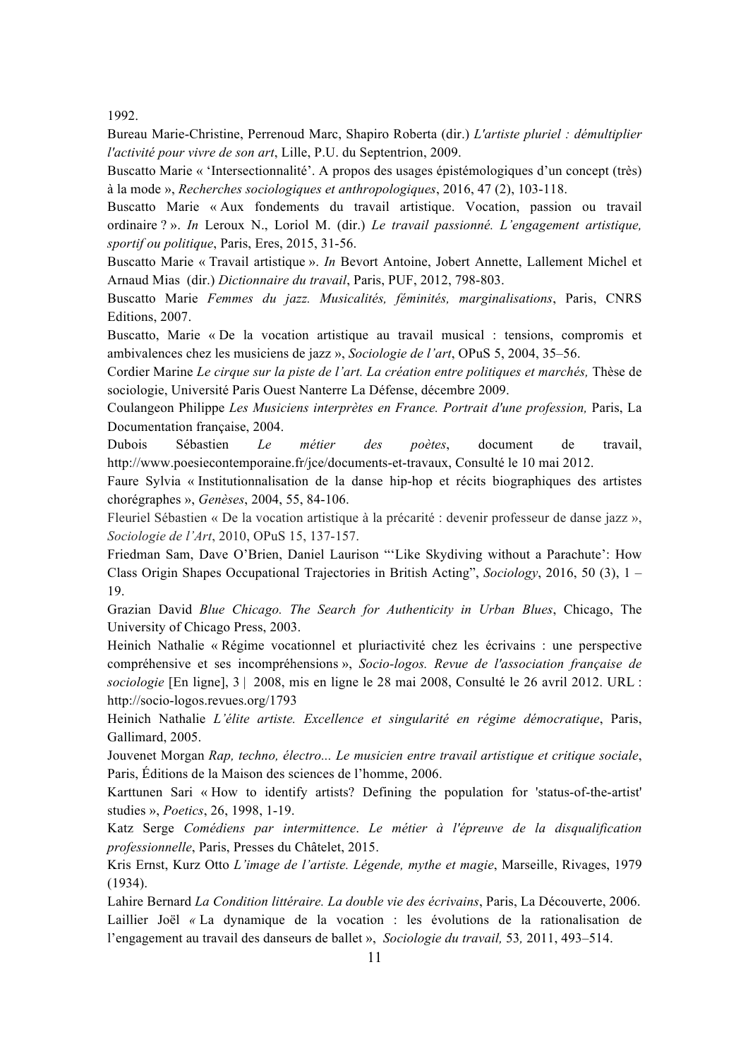1992.

Bureau Marie-Christine, Perrenoud Marc, Shapiro Roberta (dir.) *L'artiste pluriel : démultiplier l'activité pour vivre de son art*, Lille, P.U. du Septentrion, 2009.

Buscatto Marie « 'Intersectionnalité'. A propos des usages épistémologiques d'un concept (très) à la mode », *Recherches sociologiques et anthropologiques*, 2016, 47 (2), 103-118.

Buscatto Marie « Aux fondements du travail artistique. Vocation, passion ou travail ordinaire ? ». *In* Leroux N., Loriol M. (dir.) *Le travail passionné. L'engagement artistique, sportif ou politique*, Paris, Eres, 2015, 31-56.

Buscatto Marie « Travail artistique ». *In* Bevort Antoine, Jobert Annette, Lallement Michel et Arnaud Mias (dir.) *Dictionnaire du travail*, Paris, PUF, 2012, 798-803.

Buscatto Marie *Femmes du jazz. Musicalités, féminités, marginalisations*, Paris, CNRS Editions, 2007.

Buscatto, Marie « De la vocation artistique au travail musical : tensions, compromis et ambivalences chez les musiciens de jazz », *Sociologie de l'art*, OPuS 5, 2004, 35–56.

Cordier Marine *Le cirque sur la piste de l'art. La création entre politiques et marchés,* Thèse de sociologie, Université Paris Ouest Nanterre La Défense, décembre 2009.

Coulangeon Philippe *Les Musiciens interprètes en France. Portrait d'une profession,* Paris, La Documentation française, 2004.

Dubois Sébastien *Le métier des poètes*, document de travail, http://www.poesiecontemporaine.fr/jce/documents-et-travaux, Consulté le 10 mai 2012.

Faure Sylvia « Institutionnalisation de la danse hip-hop et récits biographiques des artistes chorégraphes », *Genèses*, 2004, 55, 84-106.

Fleuriel Sébastien « De la vocation artistique à la précarité : devenir professeur de danse jazz », *Sociologie de l'Art*, 2010, OPuS 15, 137-157.

Friedman Sam, Dave O'Brien, Daniel Laurison "'Like Skydiving without a Parachute': How Class Origin Shapes Occupational Trajectories in British Acting", *Sociology*, 2016, 50 (3), 1 – 19.

Grazian David *Blue Chicago. The Search for Authenticity in Urban Blues*, Chicago, The University of Chicago Press, 2003.

Heinich Nathalie « Régime vocationnel et pluriactivité chez les écrivains : une perspective compréhensive et ses incompréhensions », *Socio-logos. Revue de l'association française de sociologie* [En ligne], 3 | 2008, mis en ligne le 28 mai 2008, Consulté le 26 avril 2012. URL : http://socio-logos.revues.org/1793

Heinich Nathalie *L'élite artiste. Excellence et singularité en régime démocratique*, Paris, Gallimard, 2005.

Jouvenet Morgan *Rap, techno, électro... Le musicien entre travail artistique et critique sociale*, Paris, Éditions de la Maison des sciences de l'homme, 2006.

Karttunen Sari « How to identify artists? Defining the population for 'status-of-the-artist' studies », *Poetics*, 26, 1998, 1-19.

Katz Serge *Comédiens par intermittence*. *Le métier à l'épreuve de la disqualification professionnelle*, Paris, Presses du Châtelet, 2015.

Kris Ernst, Kurz Otto *L'image de l'artiste. Légende, mythe et magie*, Marseille, Rivages, 1979 (1934).

Lahire Bernard *La Condition littéraire. La double vie des écrivains*, Paris, La Découverte, 2006.

Laillier Joël *«* La dynamique de la vocation : les évolutions de la rationalisation de l'engagement au travail des danseurs de ballet », *Sociologie du travail,* 53*,* 2011, 493–514.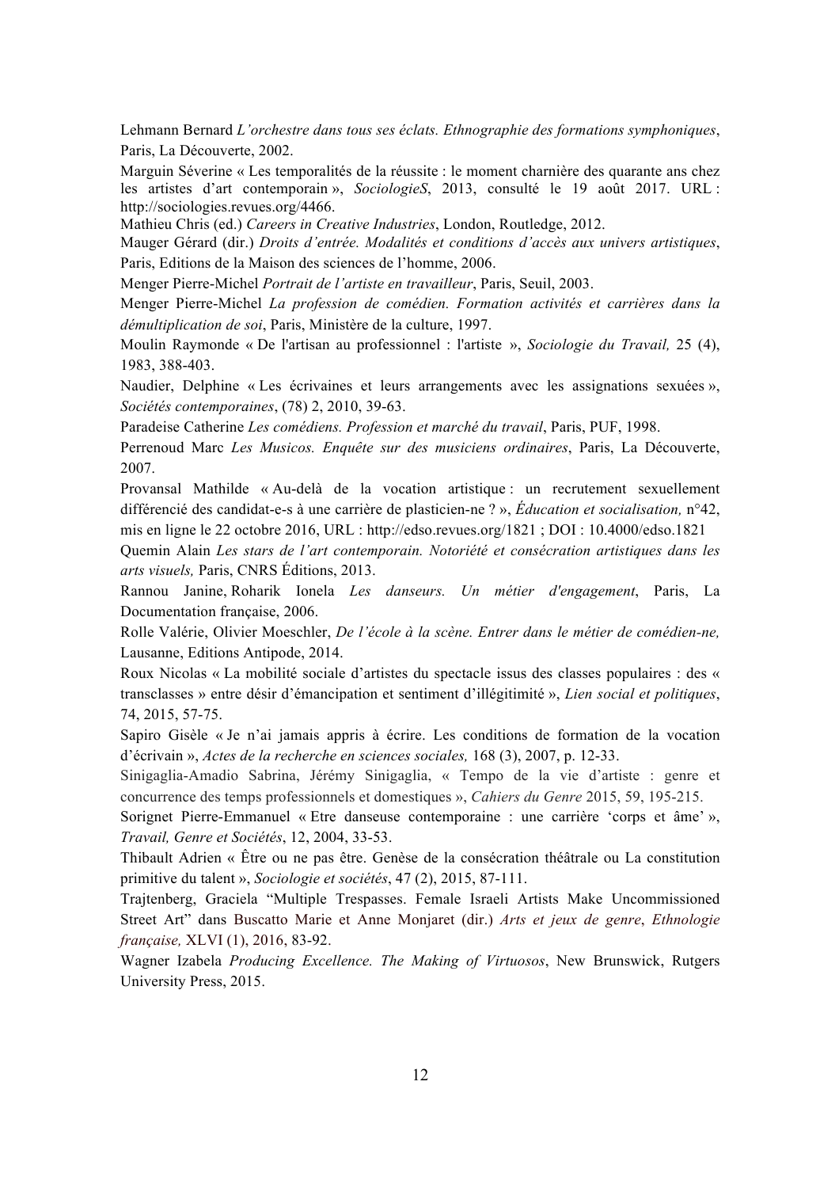Lehmann Bernard *L'orchestre dans tous ses éclats. Ethnographie des formations symphoniques*, Paris, La Découverte, 2002.

Marguin Séverine « Les temporalités de la réussite : le moment charnière des quarante ans chez les artistes d'art contemporain », *SociologieS*, 2013, consulté le 19 août 2017. URL : http://sociologies.revues.org/4466.

Mathieu Chris (ed.) *Careers in Creative Industries*, London, Routledge, 2012.

Mauger Gérard (dir.) *Droits d'entrée. Modalités et conditions d'accès aux univers artistiques*, Paris, Editions de la Maison des sciences de l'homme, 2006.

Menger Pierre-Michel *Portrait de l'artiste en travailleur*, Paris, Seuil, 2003.

Menger Pierre-Michel *La profession de comédien. Formation activités et carrières dans la démultiplication de soi*, Paris, Ministère de la culture, 1997.

Moulin Raymonde « De l'artisan au professionnel : l'artiste », *Sociologie du Travail,* 25 (4), 1983, 388-403.

Naudier, Delphine « Les écrivaines et leurs arrangements avec les assignations sexuées », *Sociétés contemporaines*, (78) 2, 2010, 39-63.

Paradeise Catherine *Les comédiens. Profession et marché du travail*, Paris, PUF, 1998.

Perrenoud Marc *Les Musicos. Enquête sur des musiciens ordinaires*, Paris, La Découverte, 2007.

Provansal Mathilde « Au-delà de la vocation artistique : un recrutement sexuellement différencié des candidat-e-s à une carrière de plasticien-ne ? », *Éducation et socialisation,* n°42, mis en ligne le 22 octobre 2016, URL : http://edso.revues.org/1821 ; DOI : 10.4000/edso.1821

Quemin Alain *Les stars de l'art contemporain. Notoriété et consécration artistiques dans les arts visuels,* Paris, CNRS Éditions, 2013.

Rannou Janine, Roharik Ionela *Les danseurs. Un métier d'engagement*, Paris, La Documentation française, 2006.

Rolle Valérie, Olivier Moeschler, *De l'école à la scène. Entrer dans le métier de comédien-ne,* Lausanne, Editions Antipode, 2014.

Roux Nicolas « La mobilité sociale d'artistes du spectacle issus des classes populaires : des « transclasses » entre désir d'émancipation et sentiment d'illégitimité », *Lien social et politiques*, 74, 2015, 57-75.

Sapiro Gisèle « Je n'ai jamais appris à écrire. Les conditions de formation de la vocation d'écrivain », *Actes de la recherche en sciences sociales,* 168 (3), 2007, p. 12-33.

Sinigaglia-Amadio Sabrina, Jérémy Sinigaglia, « Tempo de la vie d'artiste : genre et concurrence des temps professionnels et domestiques », *Cahiers du Genre* 2015, 59, 195-215.

Sorignet Pierre-Emmanuel « Etre danseuse contemporaine : une carrière 'corps et âme' », *Travail, Genre et Sociétés*, 12, 2004, 33-53.

Thibault Adrien « Être ou ne pas être. Genèse de la consécration théâtrale ou La constitution primitive du talent », *Sociologie et sociétés*, 47 (2), 2015, 87-111.

Trajtenberg, Graciela "Multiple Trespasses. Female Israeli Artists Make Uncommissioned Street Art" dans Buscatto Marie et Anne Monjaret (dir.) *Arts et jeux de genre*, *Ethnologie française,* XLVI (1), 2016, 83-92.

Wagner Izabela *Producing Excellence. The Making of Virtuosos*, New Brunswick, Rutgers University Press, 2015.